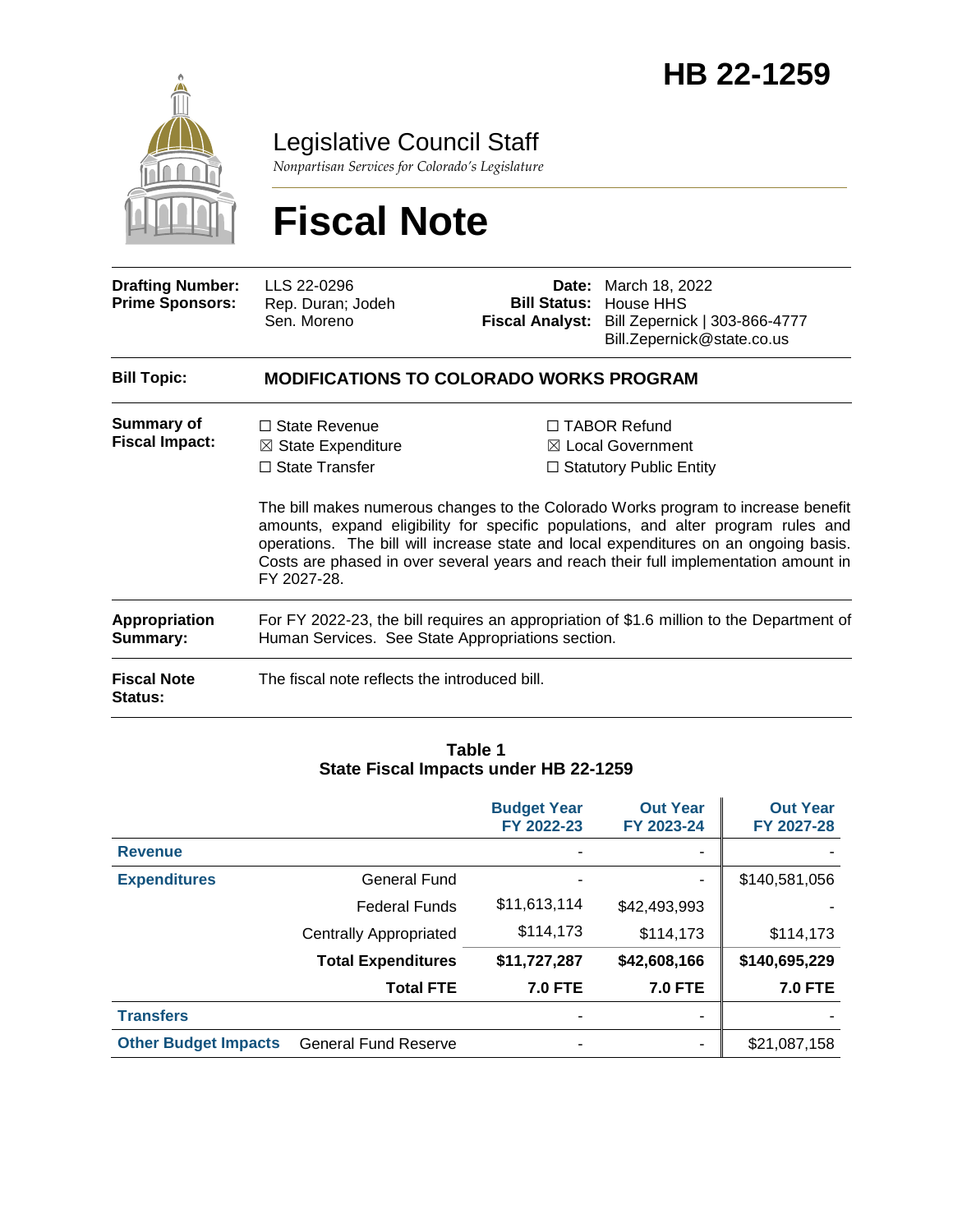# HB 22-1259

Legislative Council Staff

*Nonpartisan Services for Colorado's Legislature*

# Fiscal Note

| | | | |
|---|---|---|---|
| **Drafting Number:** | LLS 22-0296 | **Date:** | March 18, 2022 |
| **Prime Sponsors:** | Rep. Duran; Jodeh<br>Sen. Moreno | **Bill Status:** | House HHS |
| | | **Fiscal Analyst:** | Bill Zepernick \| 303-866-4777<br>Bill.Zepernick@state.co.us |

**Bill Topic:** **MODIFICATIONS TO COLORADO WORKS PROGRAM**

**Summary of Fiscal Impact:**

☐ State Revenue
☒ State Expenditure
☐ State Transfer
☐ TABOR Refund
☒ Local Government
☐ Statutory Public Entity

The bill makes numerous changes to the Colorado Works program to increase benefit amounts, expand eligibility for specific populations, and alter program rules and operations. The bill will increase state and local expenditures on an ongoing basis. Costs are phased in over several years and reach their full implementation amount in FY 2027-28.

**Appropriation Summary:** For FY 2022-23, the bill requires an appropriation of $1.6 million to the Department of Human Services. See State Appropriations section.

**Fiscal Note Status:** The fiscal note reflects the introduced bill.

**Table 1**
**State Fiscal Impacts under HB 22-1259**

| | | Budget Year FY 2022-23 | Out Year FY 2023-24 | Out Year FY 2027-28 |
|---|---|---|---|---|
| **Revenue** | | - | - | - |
| **Expenditures** | General Fund | - | - | $140,581,056 |
| | Federal Funds | $11,613,114 | $42,493,993 | - |
| | Centrally Appropriated | $114,173 | $114,173 | $114,173 |
| | **Total Expenditures** | **$11,727,287** | **$42,608,166** | **$140,695,229** |
| | **Total FTE** | **7.0 FTE** | **7.0 FTE** | **7.0 FTE** |
| **Transfers** | | - | - | - |
| **Other Budget Impacts** | General Fund Reserve | - | - | $21,087,158 |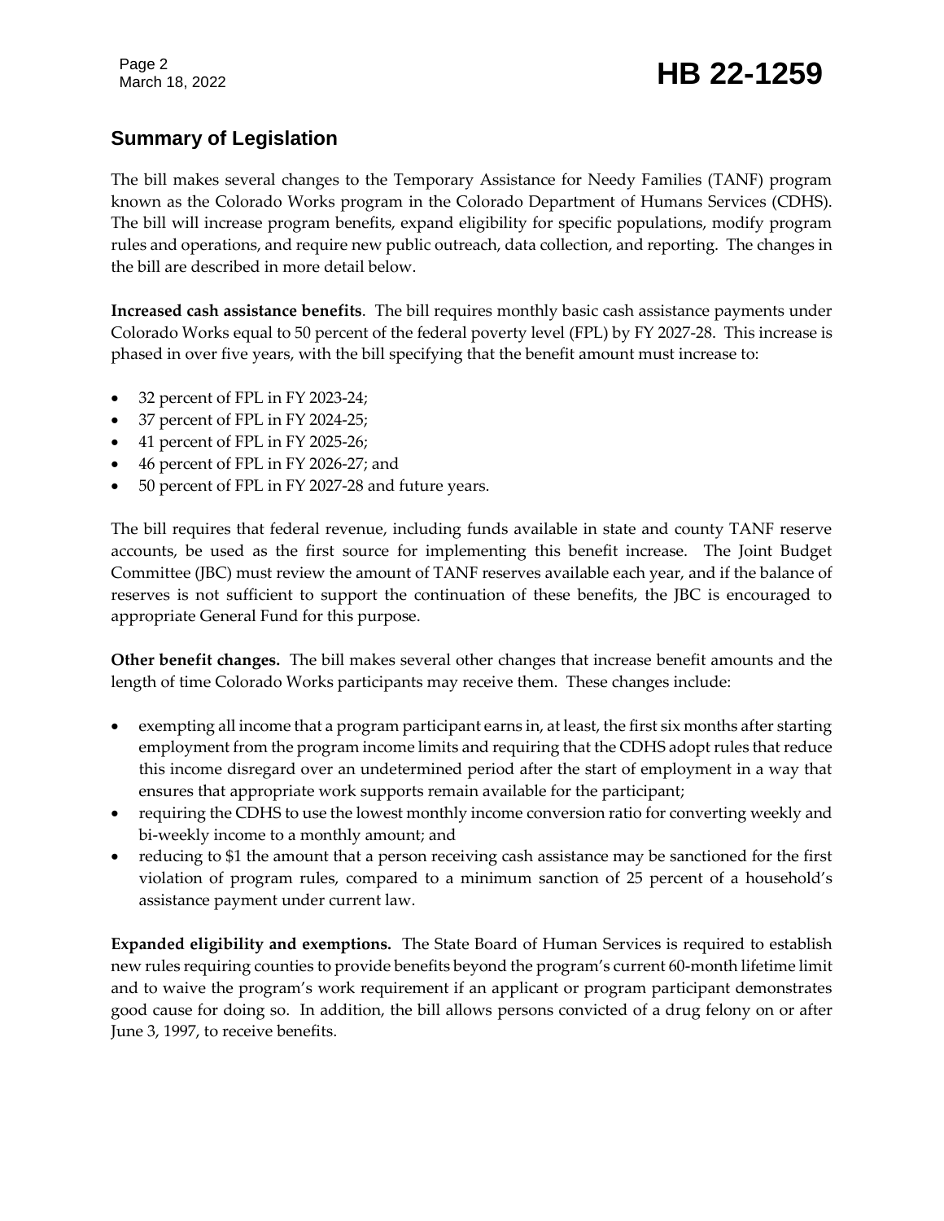## Summary of Legislation

The bill makes several changes to the Temporary Assistance for Needy Families (TANF) program known as the Colorado Works program in the Colorado Department of Humans Services (CDHS). The bill will increase program benefits, expand eligibility for specific populations, modify program rules and operations, and require new public outreach, data collection, and reporting. The changes in the bill are described in more detail below.

**Increased cash assistance benefits**. The bill requires monthly basic cash assistance payments under Colorado Works equal to 50 percent of the federal poverty level (FPL) by FY 2027-28. This increase is phased in over five years, with the bill specifying that the benefit amount must increase to:

- 32 percent of FPL in FY 2023-24;
- 37 percent of FPL in FY 2024-25;
- 41 percent of FPL in FY 2025-26;
- 46 percent of FPL in FY 2026-27; and
- 50 percent of FPL in FY 2027-28 and future years.

The bill requires that federal revenue, including funds available in state and county TANF reserve accounts, be used as the first source for implementing this benefit increase. The Joint Budget Committee (JBC) must review the amount of TANF reserves available each year, and if the balance of reserves is not sufficient to support the continuation of these benefits, the JBC is encouraged to appropriate General Fund for this purpose.

**Other benefit changes.** The bill makes several other changes that increase benefit amounts and the length of time Colorado Works participants may receive them. These changes include:

- exempting all income that a program participant earns in, at least, the first six months after starting employment from the program income limits and requiring that the CDHS adopt rules that reduce this income disregard over an undetermined period after the start of employment in a way that ensures that appropriate work supports remain available for the participant;
- requiring the CDHS to use the lowest monthly income conversion ratio for converting weekly and bi-weekly income to a monthly amount; and
- reducing to $1 the amount that a person receiving cash assistance may be sanctioned for the first violation of program rules, compared to a minimum sanction of 25 percent of a household's assistance payment under current law.

**Expanded eligibility and exemptions.** The State Board of Human Services is required to establish new rules requiring counties to provide benefits beyond the program's current 60-month lifetime limit and to waive the program's work requirement if an applicant or program participant demonstrates good cause for doing so. In addition, the bill allows persons convicted of a drug felony on or after June 3, 1997, to receive benefits.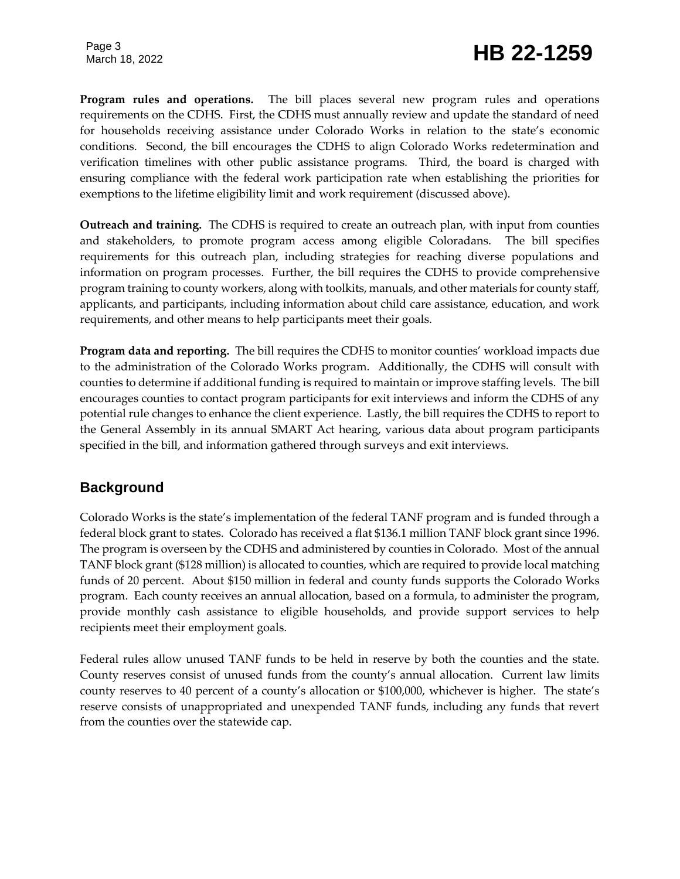**Program rules and operations.** The bill places several new program rules and operations requirements on the CDHS. First, the CDHS must annually review and update the standard of need for households receiving assistance under Colorado Works in relation to the state's economic conditions. Second, the bill encourages the CDHS to align Colorado Works redetermination and verification timelines with other public assistance programs. Third, the board is charged with ensuring compliance with the federal work participation rate when establishing the priorities for exemptions to the lifetime eligibility limit and work requirement (discussed above).

**Outreach and training.** The CDHS is required to create an outreach plan, with input from counties and stakeholders, to promote program access among eligible Coloradans. The bill specifies requirements for this outreach plan, including strategies for reaching diverse populations and information on program processes. Further, the bill requires the CDHS to provide comprehensive program training to county workers, along with toolkits, manuals, and other materials for county staff, applicants, and participants, including information about child care assistance, education, and work requirements, and other means to help participants meet their goals.

**Program data and reporting.** The bill requires the CDHS to monitor counties' workload impacts due to the administration of the Colorado Works program. Additionally, the CDHS will consult with counties to determine if additional funding is required to maintain or improve staffing levels. The bill encourages counties to contact program participants for exit interviews and inform the CDHS of any potential rule changes to enhance the client experience. Lastly, the bill requires the CDHS to report to the General Assembly in its annual SMART Act hearing, various data about program participants specified in the bill, and information gathered through surveys and exit interviews.

## Background

Colorado Works is the state's implementation of the federal TANF program and is funded through a federal block grant to states. Colorado has received a flat $136.1 million TANF block grant since 1996. The program is overseen by the CDHS and administered by counties in Colorado. Most of the annual TANF block grant ($128 million) is allocated to counties, which are required to provide local matching funds of 20 percent. About $150 million in federal and county funds supports the Colorado Works program. Each county receives an annual allocation, based on a formula, to administer the program, provide monthly cash assistance to eligible households, and provide support services to help recipients meet their employment goals.

Federal rules allow unused TANF funds to be held in reserve by both the counties and the state. County reserves consist of unused funds from the county's annual allocation. Current law limits county reserves to 40 percent of a county's allocation or $100,000, whichever is higher. The state's reserve consists of unappropriated and unexpended TANF funds, including any funds that revert from the counties over the statewide cap.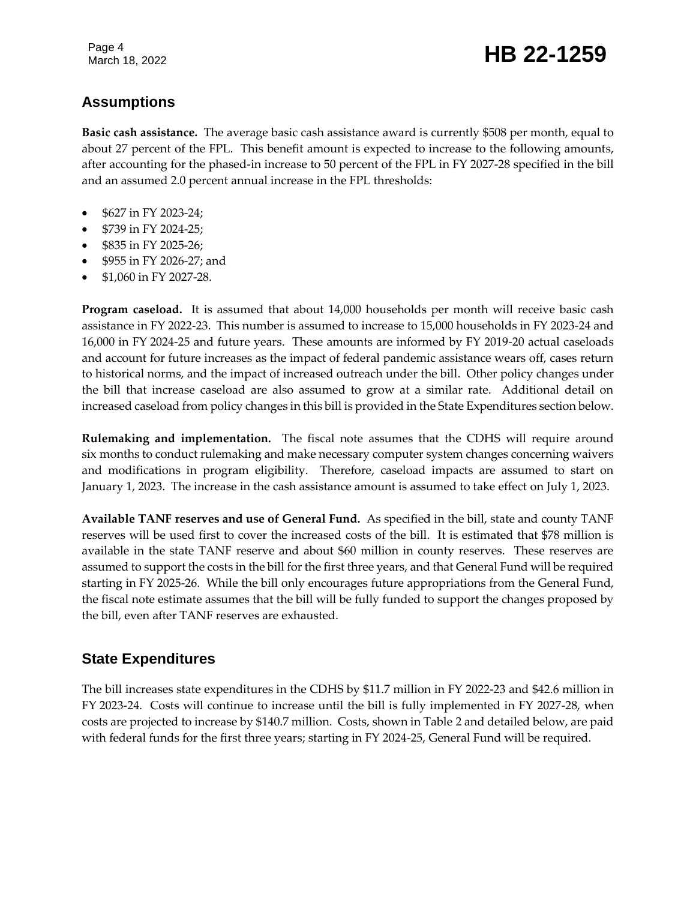## Assumptions

**Basic cash assistance.** The average basic cash assistance award is currently $508 per month, equal to about 27 percent of the FPL. This benefit amount is expected to increase to the following amounts, after accounting for the phased-in increase to 50 percent of the FPL in FY 2027-28 specified in the bill and an assumed 2.0 percent annual increase in the FPL thresholds:

- $627 in FY 2023-24;
- $739 in FY 2024-25;
- $835 in FY 2025-26;
- $955 in FY 2026-27; and
- $1,060 in FY 2027-28.

**Program caseload.** It is assumed that about 14,000 households per month will receive basic cash assistance in FY 2022-23. This number is assumed to increase to 15,000 households in FY 2023-24 and 16,000 in FY 2024-25 and future years. These amounts are informed by FY 2019-20 actual caseloads and account for future increases as the impact of federal pandemic assistance wears off, cases return to historical norms, and the impact of increased outreach under the bill. Other policy changes under the bill that increase caseload are also assumed to grow at a similar rate. Additional detail on increased caseload from policy changes in this bill is provided in the State Expenditures section below.

**Rulemaking and implementation.** The fiscal note assumes that the CDHS will require around six months to conduct rulemaking and make necessary computer system changes concerning waivers and modifications in program eligibility. Therefore, caseload impacts are assumed to start on January 1, 2023. The increase in the cash assistance amount is assumed to take effect on July 1, 2023.

**Available TANF reserves and use of General Fund.** As specified in the bill, state and county TANF reserves will be used first to cover the increased costs of the bill. It is estimated that $78 million is available in the state TANF reserve and about $60 million in county reserves. These reserves are assumed to support the costs in the bill for the first three years, and that General Fund will be required starting in FY 2025-26. While the bill only encourages future appropriations from the General Fund, the fiscal note estimate assumes that the bill will be fully funded to support the changes proposed by the bill, even after TANF reserves are exhausted.

## State Expenditures

The bill increases state expenditures in the CDHS by $11.7 million in FY 2022-23 and $42.6 million in FY 2023-24. Costs will continue to increase until the bill is fully implemented in FY 2027-28, when costs are projected to increase by $140.7 million. Costs, shown in Table 2 and detailed below, are paid with federal funds for the first three years; starting in FY 2024-25, General Fund will be required.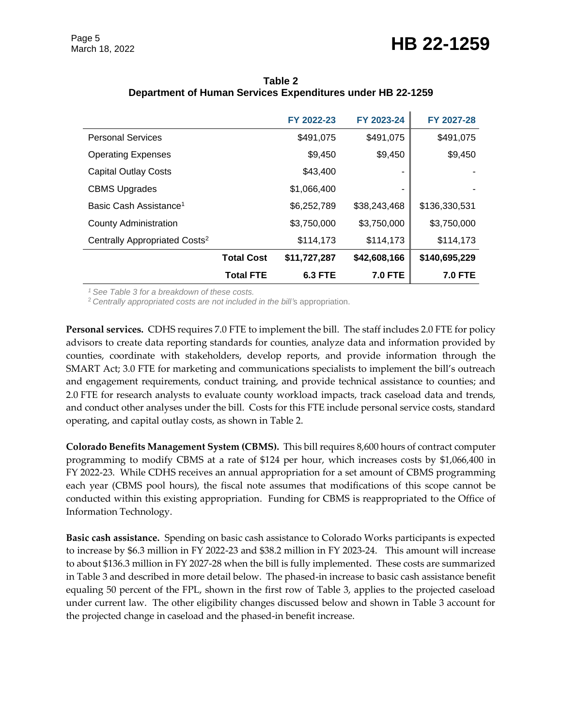**Table 2**
**Department of Human Services Expenditures under HB 22-1259**

| | FY 2022-23 | FY 2023-24 | FY 2027-28 |
|---|---|---|---|
| Personal Services | $491,075 | $491,075 | $491,075 |
| Operating Expenses | $9,450 | $9,450 | $9,450 |
| Capital Outlay Costs | $43,400 | - | - |
| CBMS Upgrades | $1,066,400 | - | - |
| Basic Cash Assistance[1] | $6,252,789 | $38,243,468 | $136,330,531 |
| County Administration | $3,750,000 | $3,750,000 | $3,750,000 |
| Centrally Appropriated Costs[2] | $114,173 | $114,173 | $114,173 |
| **Total Cost** | **$11,727,287** | **$42,608,166** | **$140,695,229** |
| **Total FTE** | **6.3 FTE** | **7.0 FTE** | **7.0 FTE** |

*[1] See Table 3 for a breakdown of these costs.*
*[2] Centrally appropriated costs are not included in the bill's appropriation.*

**Personal services.** CDHS requires 7.0 FTE to implement the bill. The staff includes 2.0 FTE for policy advisors to create data reporting standards for counties, analyze data and information provided by counties, coordinate with stakeholders, develop reports, and provide information through the SMART Act; 3.0 FTE for marketing and communications specialists to implement the bill's outreach and engagement requirements, conduct training, and provide technical assistance to counties; and 2.0 FTE for research analysts to evaluate county workload impacts, track caseload data and trends, and conduct other analyses under the bill. Costs for this FTE include personal service costs, standard operating, and capital outlay costs, as shown in Table 2.

**Colorado Benefits Management System (CBMS).** This bill requires 8,600 hours of contract computer programming to modify CBMS at a rate of $124 per hour, which increases costs by $1,066,400 in FY 2022-23. While CDHS receives an annual appropriation for a set amount of CBMS programming each year (CBMS pool hours), the fiscal note assumes that modifications of this scope cannot be conducted within this existing appropriation. Funding for CBMS is reappropriated to the Office of Information Technology.

**Basic cash assistance.** Spending on basic cash assistance to Colorado Works participants is expected to increase by $6.3 million in FY 2022-23 and $38.2 million in FY 2023-24. This amount will increase to about $136.3 million in FY 2027-28 when the bill is fully implemented. These costs are summarized in Table 3 and described in more detail below. The phased-in increase to basic cash assistance benefit equaling 50 percent of the FPL, shown in the first row of Table 3, applies to the projected caseload under current law. The other eligibility changes discussed below and shown in Table 3 account for the projected change in caseload and the phased-in benefit increase.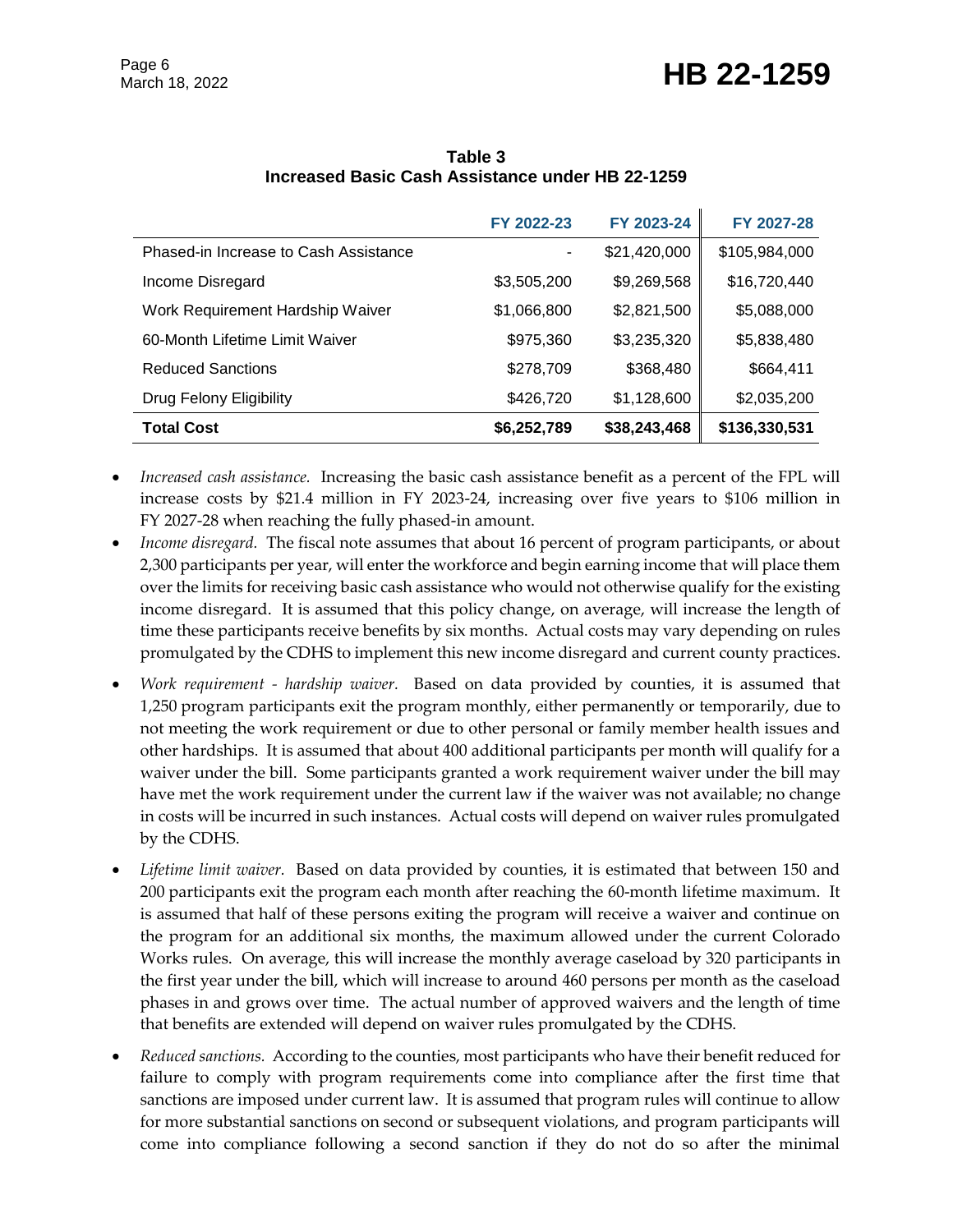**Table 3**
**Increased Basic Cash Assistance under HB 22-1259**

| | FY 2022-23 | FY 2023-24 | FY 2027-28 |
|---|---|---|---|
| Phased-in Increase to Cash Assistance | - | $21,420,000 | $105,984,000 |
| Income Disregard | $3,505,200 | $9,269,568 | $16,720,440 |
| Work Requirement Hardship Waiver | $1,066,800 | $2,821,500 | $5,088,000 |
| 60-Month Lifetime Limit Waiver | $975,360 | $3,235,320 | $5,838,480 |
| Reduced Sanctions | $278,709 | $368,480 | $664,411 |
| Drug Felony Eligibility | $426,720 | $1,128,600 | $2,035,200 |
| **Total Cost** | **$6,252,789** | **$38,243,468** | **$136,330,531** |

- *Increased cash assistance.* Increasing the basic cash assistance benefit as a percent of the FPL will increase costs by $21.4 million in FY 2023-24, increasing over five years to $106 million in FY 2027-28 when reaching the fully phased-in amount.
- *Income disregard.* The fiscal note assumes that about 16 percent of program participants, or about 2,300 participants per year, will enter the workforce and begin earning income that will place them over the limits for receiving basic cash assistance who would not otherwise qualify for the existing income disregard. It is assumed that this policy change, on average, will increase the length of time these participants receive benefits by six months. Actual costs may vary depending on rules promulgated by the CDHS to implement this new income disregard and current county practices.
- *Work requirement - hardship waiver.* Based on data provided by counties, it is assumed that 1,250 program participants exit the program monthly, either permanently or temporarily, due to not meeting the work requirement or due to other personal or family member health issues and other hardships. It is assumed that about 400 additional participants per month will qualify for a waiver under the bill. Some participants granted a work requirement waiver under the bill may have met the work requirement under the current law if the waiver was not available; no change in costs will be incurred in such instances. Actual costs will depend on waiver rules promulgated by the CDHS.
- *Lifetime limit waiver.* Based on data provided by counties, it is estimated that between 150 and 200 participants exit the program each month after reaching the 60-month lifetime maximum. It is assumed that half of these persons exiting the program will receive a waiver and continue on the program for an additional six months, the maximum allowed under the current Colorado Works rules. On average, this will increase the monthly average caseload by 320 participants in the first year under the bill, which will increase to around 460 persons per month as the caseload phases in and grows over time. The actual number of approved waivers and the length of time that benefits are extended will depend on waiver rules promulgated by the CDHS.
- *Reduced sanctions.* According to the counties, most participants who have their benefit reduced for failure to comply with program requirements come into compliance after the first time that sanctions are imposed under current law. It is assumed that program rules will continue to allow for more substantial sanctions on second or subsequent violations, and program participants will come into compliance following a second sanction if they do not do so after the minimal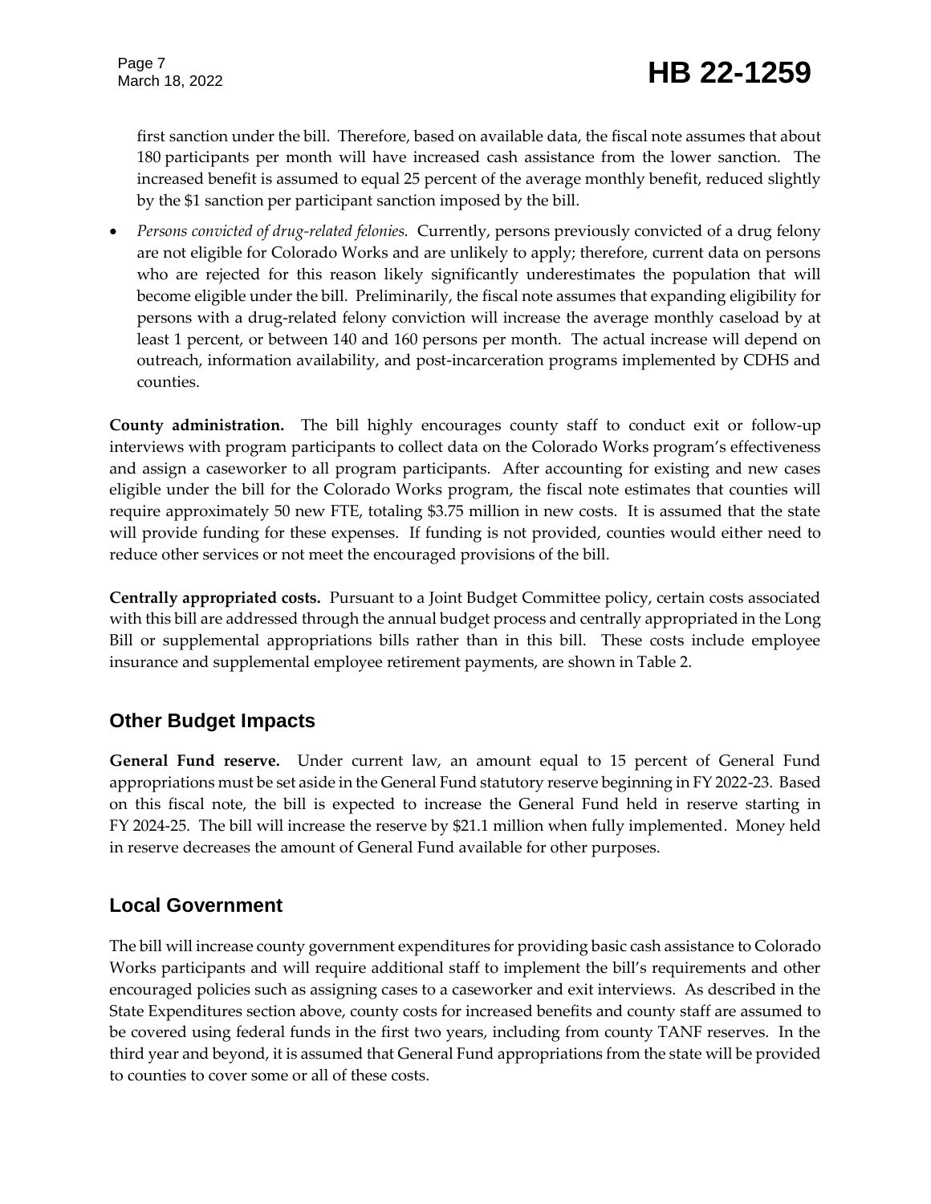first sanction under the bill. Therefore, based on available data, the fiscal note assumes that about 180 participants per month will have increased cash assistance from the lower sanction. The increased benefit is assumed to equal 25 percent of the average monthly benefit, reduced slightly by the $1 sanction per participant sanction imposed by the bill.

- *Persons convicted of drug-related felonies.* Currently, persons previously convicted of a drug felony are not eligible for Colorado Works and are unlikely to apply; therefore, current data on persons who are rejected for this reason likely significantly underestimates the population that will become eligible under the bill. Preliminarily, the fiscal note assumes that expanding eligibility for persons with a drug-related felony conviction will increase the average monthly caseload by at least 1 percent, or between 140 and 160 persons per month. The actual increase will depend on outreach, information availability, and post-incarceration programs implemented by CDHS and counties.

**County administration.** The bill highly encourages county staff to conduct exit or follow-up interviews with program participants to collect data on the Colorado Works program's effectiveness and assign a caseworker to all program participants. After accounting for existing and new cases eligible under the bill for the Colorado Works program, the fiscal note estimates that counties will require approximately 50 new FTE, totaling $3.75 million in new costs. It is assumed that the state will provide funding for these expenses. If funding is not provided, counties would either need to reduce other services or not meet the encouraged provisions of the bill.

**Centrally appropriated costs.** Pursuant to a Joint Budget Committee policy, certain costs associated with this bill are addressed through the annual budget process and centrally appropriated in the Long Bill or supplemental appropriations bills rather than in this bill. These costs include employee insurance and supplemental employee retirement payments, are shown in Table 2.

## Other Budget Impacts

**General Fund reserve.** Under current law, an amount equal to 15 percent of General Fund appropriations must be set aside in the General Fund statutory reserve beginning in FY 2022-23. Based on this fiscal note, the bill is expected to increase the General Fund held in reserve starting in FY 2024-25. The bill will increase the reserve by $21.1 million when fully implemented. Money held in reserve decreases the amount of General Fund available for other purposes.

## Local Government

The bill will increase county government expenditures for providing basic cash assistance to Colorado Works participants and will require additional staff to implement the bill's requirements and other encouraged policies such as assigning cases to a caseworker and exit interviews. As described in the State Expenditures section above, county costs for increased benefits and county staff are assumed to be covered using federal funds in the first two years, including from county TANF reserves. In the third year and beyond, it is assumed that General Fund appropriations from the state will be provided to counties to cover some or all of these costs.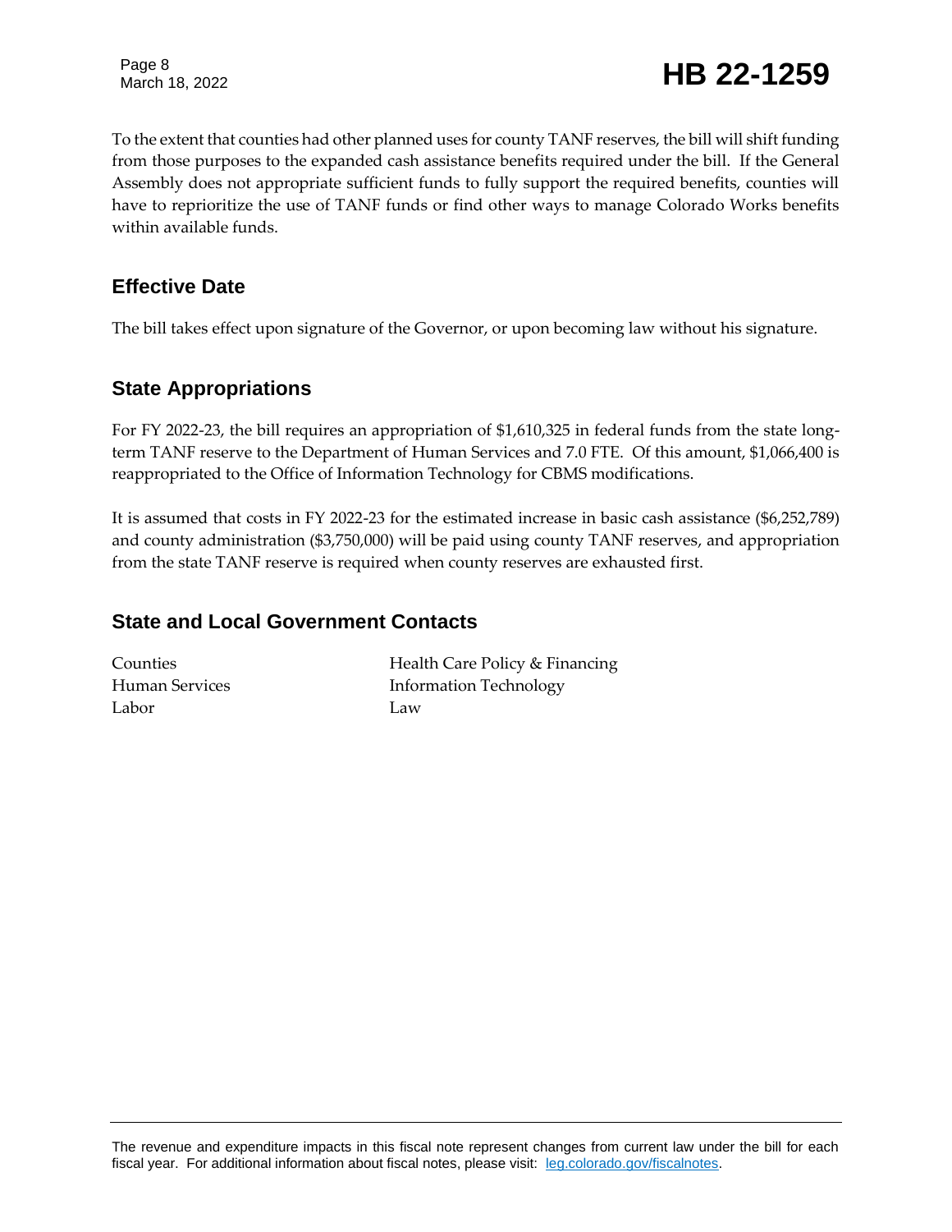To the extent that counties had other planned uses for county TANF reserves, the bill will shift funding from those purposes to the expanded cash assistance benefits required under the bill. If the General Assembly does not appropriate sufficient funds to fully support the required benefits, counties will have to reprioritize the use of TANF funds or find other ways to manage Colorado Works benefits within available funds.

## Effective Date

The bill takes effect upon signature of the Governor, or upon becoming law without his signature.

## State Appropriations

For FY 2022-23, the bill requires an appropriation of $1,610,325 in federal funds from the state long-term TANF reserve to the Department of Human Services and 7.0 FTE. Of this amount, $1,066,400 is reappropriated to the Office of Information Technology for CBMS modifications.

It is assumed that costs in FY 2022-23 for the estimated increase in basic cash assistance ($6,252,789) and county administration ($3,750,000) will be paid using county TANF reserves, and appropriation from the state TANF reserve is required when county reserves are exhausted first.

## State and Local Government Contacts

Counties
Health Care Policy & Financing
Human Services
Information Technology
Labor
Law

The revenue and expenditure impacts in this fiscal note represent changes from current law under the bill for each fiscal year. For additional information about fiscal notes, please visit: leg.colorado.gov/fiscalnotes.